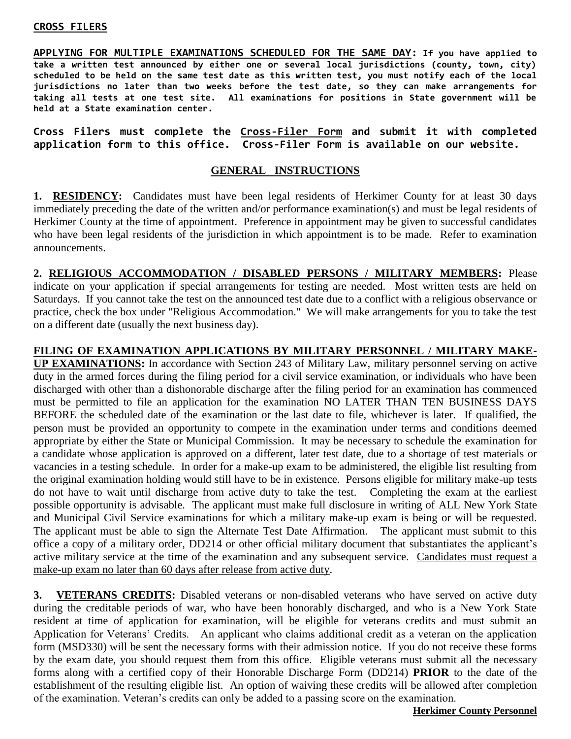**CROSS FILERS**

**APPLYING FOR MULTIPLE EXAMINATIONS SCHEDULED FOR THE SAME DAY: If you have applied to take a written test announced by either one or several local jurisdictions (county, town, city) scheduled to be held on the same test date as this written test, you must notify each of the local jurisdictions no later than two weeks before the test date, so they can make arrangements for taking all tests at one test site. All examinations for positions in State government will be held at a State examination center.**

**Cross Filers must complete the Cross-Filer Form and submit it with completed application form to this office. Cross-Filer Form is available on our website.**

## GENERAL INSTRUCTIONS

**1. RESIDENCY:** Candidates must have been legal residents of Herkimer County for at least 30 days immediately preceding the date of the written and/or performance examination(s) and must be legal residents of Herkimer County at the time of appointment. Preference in appointment may be given to successful candidates who have been legal residents of the jurisdiction in which appointment is to be made. Refer to examination announcements.

**2. RELIGIOUS ACCOMMODATION / DISABLED PERSONS / MILITARY MEMBERS:** Please indicate on your application if special arrangements for testing are needed. Most written tests are held on Saturdays. If you cannot take the test on the announced test date due to a conflict with a religious observance or practice, check the box under "Religious Accommodation." We will make arrangements for you to take the test on a different date (usually the next business day).

**FILING OF EXAMINATION APPLICATIONS BY MILITARY PERSONNEL / MILITARY MAKE-UP EXAMINATIONS:** In accordance with Section 243 of Military Law, military personnel serving on active duty in the armed forces during the filing period for a civil service examination, or individuals who have been discharged with other than a dishonorable discharge after the filing period for an examination has commenced must be permitted to file an application for the examination NO LATER THAN TEN BUSINESS DAYS BEFORE the scheduled date of the examination or the last date to file, whichever is later. If qualified, the person must be provided an opportunity to compete in the examination under terms and conditions deemed appropriate by either the State or Municipal Commission. It may be necessary to schedule the examination for a candidate whose application is approved on a different, later test date, due to a shortage of test materials or vacancies in a testing schedule. In order for a make-up exam to be administered, the eligible list resulting from the original examination holding would still have to be in existence. Persons eligible for military make-up tests do not have to wait until discharge from active duty to take the test. Completing the exam at the earliest possible opportunity is advisable. The applicant must make full disclosure in writing of ALL New York State and Municipal Civil Service examinations for which a military make-up exam is being or will be requested. The applicant must be able to sign the Alternate Test Date Affirmation. The applicant must submit to this office a copy of a military order, DD214 or other official military document that substantiates the applicant's active military service at the time of the examination and any subsequent service. Candidates must request a make-up exam no later than 60 days after release from active duty.

**3. VETERANS CREDITS:** Disabled veterans or non-disabled veterans who have served on active duty during the creditable periods of war, who have been honorably discharged, and who is a New York State resident at time of application for examination, will be eligible for veterans credits and must submit an Application for Veterans' Credits. An applicant who claims additional credit as a veteran on the application form (MSD330) will be sent the necessary forms with their admission notice. If you do not receive these forms by the exam date, you should request them from this office. Eligible veterans must submit all the necessary forms along with a certified copy of their Honorable Discharge Form (DD214) **PRIOR** to the date of the establishment of the resulting eligible list. An option of waiving these credits will be allowed after completion of the examination. Veteran's credits can only be added to a passing score on the examination.

**Herkimer County Personnel**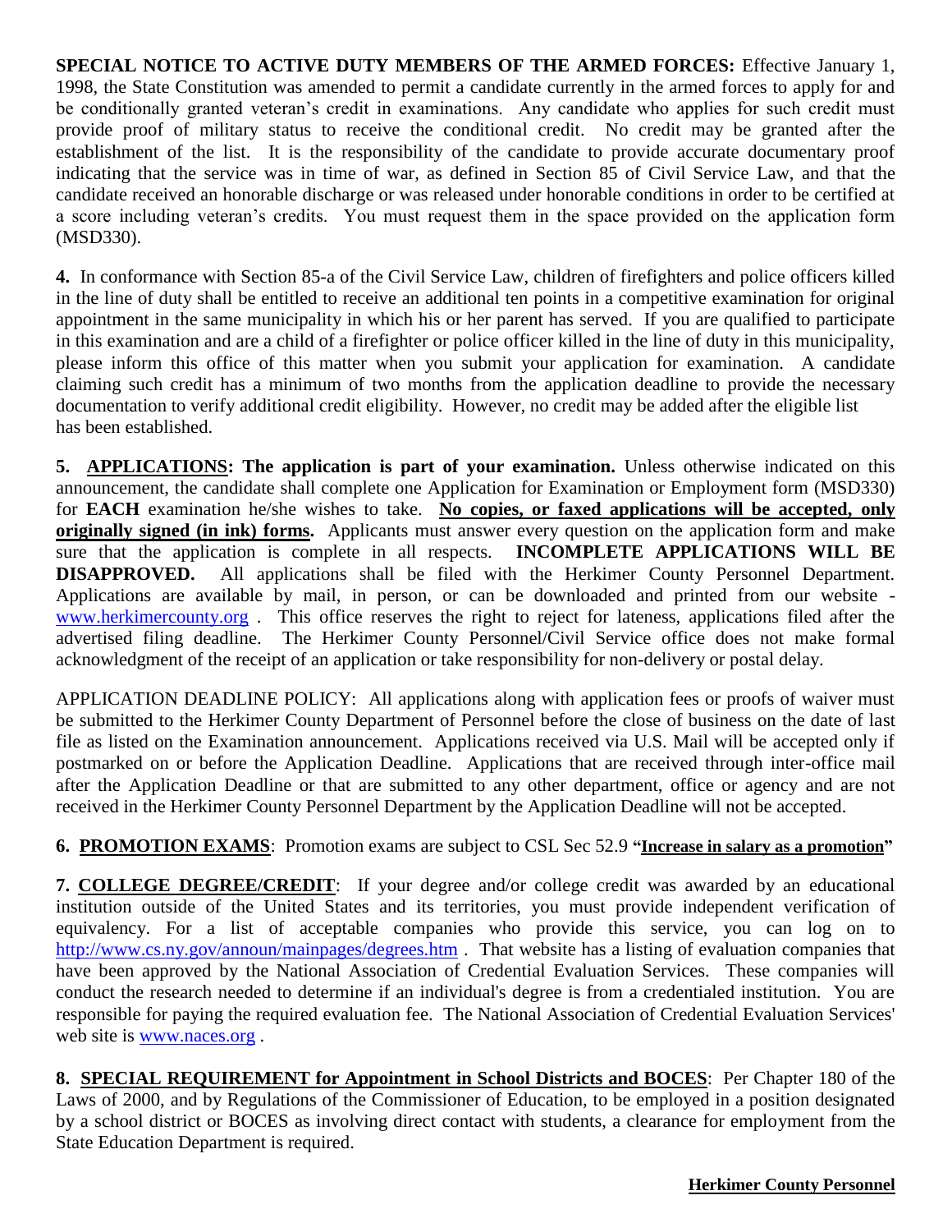**SPECIAL NOTICE TO ACTIVE DUTY MEMBERS OF THE ARMED FORCES:** Effective January 1, 1998, the State Constitution was amended to permit a candidate currently in the armed forces to apply for and be conditionally granted veteran's credit in examinations. Any candidate who applies for such credit must provide proof of military status to receive the conditional credit. No credit may be granted after the establishment of the list. It is the responsibility of the candidate to provide accurate documentary proof indicating that the service was in time of war, as defined in Section 85 of Civil Service Law, and that the candidate received an honorable discharge or was released under honorable conditions in order to be certified at a score including veteran's credits. You must request them in the space provided on the application form (MSD330).

**4.** In conformance with Section 85-a of the Civil Service Law, children of firefighters and police officers killed in the line of duty shall be entitled to receive an additional ten points in a competitive examination for original appointment in the same municipality in which his or her parent has served. If you are qualified to participate in this examination and are a child of a firefighter or police officer killed in the line of duty in this municipality, please inform this office of this matter when you submit your application for examination. A candidate claiming such credit has a minimum of two months from the application deadline to provide the necessary documentation to verify additional credit eligibility. However, no credit may be added after the eligible list has been established.

**5. <u>APPLICATIONS</u>: The application is part of your examination.** Unless otherwise indicated on this announcement, the candidate shall complete one Application for Examination or Employment form (MSD330) for **EACH** examination he/she wishes to take. **<u>No copies, or faxed applications will be accepted, only originally signed (in ink) forms</u>.** Applicants must answer every question on the application form and make sure that the application is complete in all respects. **INCOMPLETE APPLICATIONS WILL BE DISAPPROVED.** All applications shall be filed with the Herkimer County Personnel Department. Applications are available by mail, in person, or can be downloaded and printed from our website - www.herkimercounty.org . This office reserves the right to reject for lateness, applications filed after the advertised filing deadline. The Herkimer County Personnel/Civil Service office does not make formal acknowledgment of the receipt of an application or take responsibility for non-delivery or postal delay.

APPLICATION DEADLINE POLICY: All applications along with application fees or proofs of waiver must be submitted to the Herkimer County Department of Personnel before the close of business on the date of last file as listed on the Examination announcement. Applications received via U.S. Mail will be accepted only if postmarked on or before the Application Deadline. Applications that are received through inter-office mail after the Application Deadline or that are submitted to any other department, office or agency and are not received in the Herkimer County Personnel Department by the Application Deadline will not be accepted.

**6. <u>PROMOTION EXAMS</u>**: Promotion exams are subject to CSL Sec 52.9 **"<u>Increase in salary as a promotion</u>"**

**7. <u>COLLEGE DEGREE/CREDIT</u>**: If your degree and/or college credit was awarded by an educational institution outside of the United States and its territories, you must provide independent verification of equivalency. For a list of acceptable companies who provide this service, you can log on to http://www.cs.ny.gov/announ/mainpages/degrees.htm . That website has a listing of evaluation companies that have been approved by the National Association of Credential Evaluation Services. These companies will conduct the research needed to determine if an individual's degree is from a credentialed institution. You are responsible for paying the required evaluation fee. The National Association of Credential Evaluation Services' web site is www.naces.org .

**8. <u>SPECIAL REQUIREMENT for Appointment in School Districts and BOCES</u>**: Per Chapter 180 of the Laws of 2000, and by Regulations of the Commissioner of Education, to be employed in a position designated by a school district or BOCES as involving direct contact with students, a clearance for employment from the State Education Department is required.

**<u>Herkimer County Personnel</u>**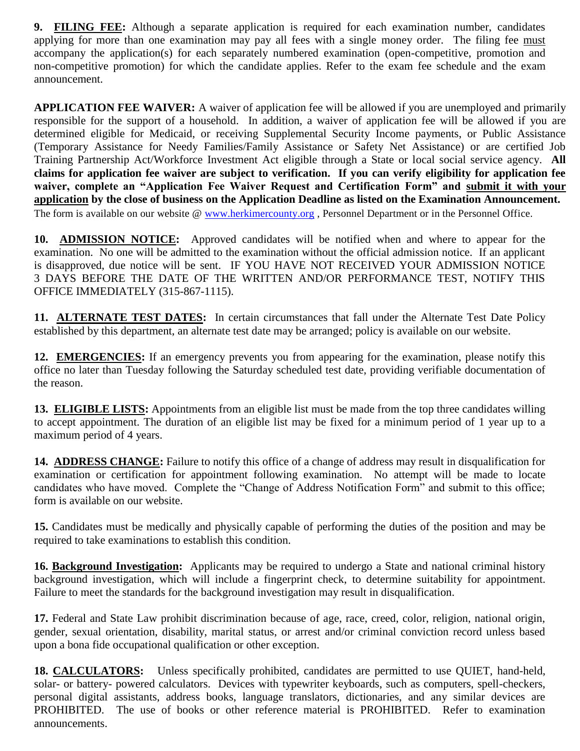**9. FILING FEE:** Although a separate application is required for each examination number, candidates applying for more than one examination may pay all fees with a single money order. The filing fee must accompany the application(s) for each separately numbered examination (open-competitive, promotion and non-competitive promotion) for which the candidate applies. Refer to the exam fee schedule and the exam announcement.

**APPLICATION FEE WAIVER:** A waiver of application fee will be allowed if you are unemployed and primarily responsible for the support of a household. In addition, a waiver of application fee will be allowed if you are determined eligible for Medicaid, or receiving Supplemental Security Income payments, or Public Assistance (Temporary Assistance for Needy Families/Family Assistance or Safety Net Assistance) or are certified Job Training Partnership Act/Workforce Investment Act eligible through a State or local social service agency. **All claims for application fee waiver are subject to verification. If you can verify eligibility for application fee waiver, complete an "Application Fee Waiver Request and Certification Form" and submit it with your application by the close of business on the Application Deadline as listed on the Examination Announcement.** The form is available on our website @ www.herkimercounty.org , Personnel Department or in the Personnel Office.

**10. ADMISSION NOTICE:** Approved candidates will be notified when and where to appear for the examination. No one will be admitted to the examination without the official admission notice. If an applicant is disapproved, due notice will be sent. IF YOU HAVE NOT RECEIVED YOUR ADMISSION NOTICE 3 DAYS BEFORE THE DATE OF THE WRITTEN AND/OR PERFORMANCE TEST, NOTIFY THIS OFFICE IMMEDIATELY (315-867-1115).

**11. ALTERNATE TEST DATES:** In certain circumstances that fall under the Alternate Test Date Policy established by this department, an alternate test date may be arranged; policy is available on our website.

**12. EMERGENCIES:** If an emergency prevents you from appearing for the examination, please notify this office no later than Tuesday following the Saturday scheduled test date, providing verifiable documentation of the reason.

**13. ELIGIBLE LISTS:** Appointments from an eligible list must be made from the top three candidates willing to accept appointment. The duration of an eligible list may be fixed for a minimum period of 1 year up to a maximum period of 4 years.

**14. ADDRESS CHANGE:** Failure to notify this office of a change of address may result in disqualification for examination or certification for appointment following examination. No attempt will be made to locate candidates who have moved. Complete the "Change of Address Notification Form" and submit to this office; form is available on our website.

**15.** Candidates must be medically and physically capable of performing the duties of the position and may be required to take examinations to establish this condition.

**16. Background Investigation:** Applicants may be required to undergo a State and national criminal history background investigation, which will include a fingerprint check, to determine suitability for appointment. Failure to meet the standards for the background investigation may result in disqualification.

**17.** Federal and State Law prohibit discrimination because of age, race, creed, color, religion, national origin, gender, sexual orientation, disability, marital status, or arrest and/or criminal conviction record unless based upon a bona fide occupational qualification or other exception.

**18. CALCULATORS:** Unless specifically prohibited, candidates are permitted to use QUIET, hand-held, solar- or battery- powered calculators. Devices with typewriter keyboards, such as computers, spell-checkers, personal digital assistants, address books, language translators, dictionaries, and any similar devices are PROHIBITED. The use of books or other reference material is PROHIBITED. Refer to examination announcements.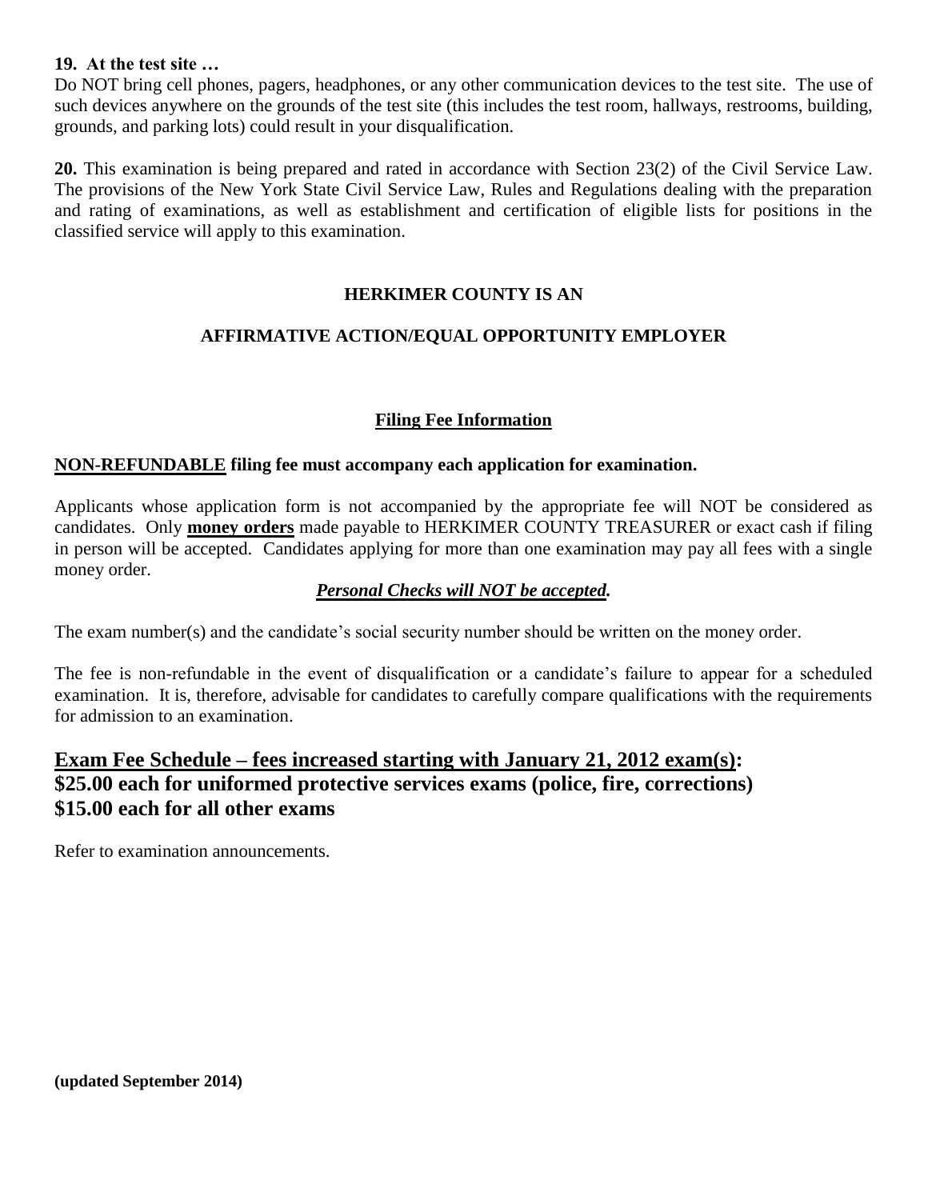**19. At the test site …**

Do NOT bring cell phones, pagers, headphones, or any other communication devices to the test site. The use of such devices anywhere on the grounds of the test site (this includes the test room, hallways, restrooms, building, grounds, and parking lots) could result in your disqualification.

**20.** This examination is being prepared and rated in accordance with Section 23(2) of the Civil Service Law. The provisions of the New York State Civil Service Law, Rules and Regulations dealing with the preparation and rating of examinations, as well as establishment and certification of eligible lists for positions in the classified service will apply to this examination.

**HERKIMER COUNTY IS AN**

**AFFIRMATIVE ACTION/EQUAL OPPORTUNITY EMPLOYER**

## Filing Fee Information

**NON-REFUNDABLE filing fee must accompany each application for examination.**

Applicants whose application form is not accompanied by the appropriate fee will NOT be considered as candidates. Only **money orders** made payable to HERKIMER COUNTY TREASURER or exact cash if filing in person will be accepted. Candidates applying for more than one examination may pay all fees with a single money order.

***Personal Checks will NOT be accepted.***

The exam number(s) and the candidate's social security number should be written on the money order.

The fee is non-refundable in the event of disqualification or a candidate's failure to appear for a scheduled examination. It is, therefore, advisable for candidates to carefully compare qualifications with the requirements for admission to an examination.

## Exam Fee Schedule – fees increased starting with January 21, 2012 exam(s):
## $25.00 each for uniformed protective services exams (police, fire, corrections)
## $15.00 each for all other exams

Refer to examination announcements.

**(updated September 2014)**